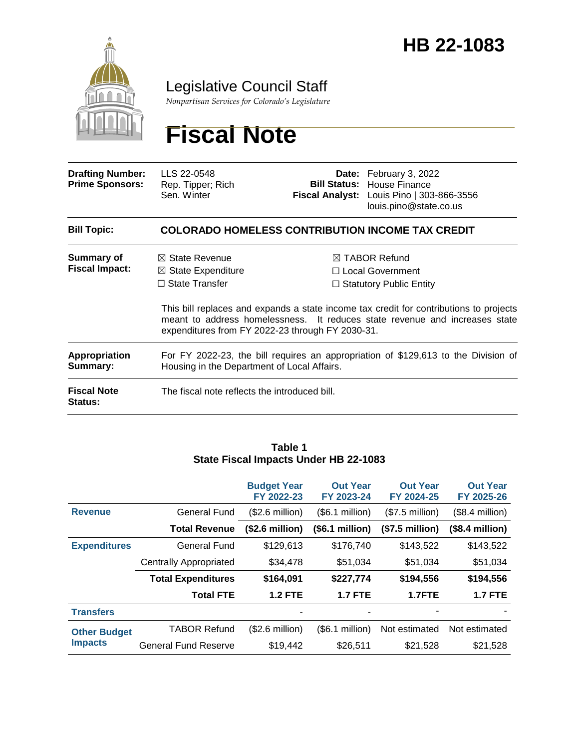# HB 22-1083

Legislative Council Staff

*Nonpartisan Services for Colorado's Legislature*

# Fiscal Note

| | | | |
|---|---|---|---|
| **Drafting Number:** | LLS 22-0548 | **Date:** | February 3, 2022 |
| **Prime Sponsors:** | Rep. Tipper; Rich<br>Sen. Winter | **Bill Status:** | House Finance |
| | | **Fiscal Analyst:** | Louis Pino \| 303-866-3556<br>louis.pino@state.co.us |

**Bill Topic:** **COLORADO HOMELESS CONTRIBUTION INCOME TAX CREDIT**

**Summary of Fiscal Impact:**

- ☒ State Revenue
- ☒ State Expenditure
- ☐ State Transfer
- ☒ TABOR Refund
- ☐ Local Government
- ☐ Statutory Public Entity

This bill replaces and expands a state income tax credit for contributions to projects meant to address homelessness. It reduces state revenue and increases state expenditures from FY 2022-23 through FY 2030-31.

**Appropriation Summary:** For FY 2022-23, the bill requires an appropriation of $129,613 to the Division of Housing in the Department of Local Affairs.

**Fiscal Note Status:** The fiscal note reflects the introduced bill.

**Table 1**
**State Fiscal Impacts Under HB 22-1083**

| | | Budget Year FY 2022-23 | Out Year FY 2023-24 | Out Year FY 2024-25 | Out Year FY 2025-26 |
|---|---|---|---|---|---|
| **Revenue** | General Fund | ($2.6 million) | ($6.1 million) | ($7.5 million) | ($8.4 million) |
| | **Total Revenue** | **($2.6 million)** | **($6.1 million)** | **($7.5 million)** | **($8.4 million)** |
| **Expenditures** | General Fund | $129,613 | $176,740 | $143,522 | $143,522 |
| | Centrally Appropriated | $34,478 | $51,034 | $51,034 | $51,034 |
| | **Total Expenditures** | **$164,091** | **$227,774** | **$194,556** | **$194,556** |
| | **Total FTE** | **1.2 FTE** | **1.7 FTE** | **1.7FTE** | **1.7 FTE** |
| **Transfers** | | - | - | - | - |
| **Other Budget Impacts** | TABOR Refund | ($2.6 million) | ($6.1 million) | Not estimated | Not estimated |
| | General Fund Reserve | $19,442 | $26,511 | $21,528 | $21,528 |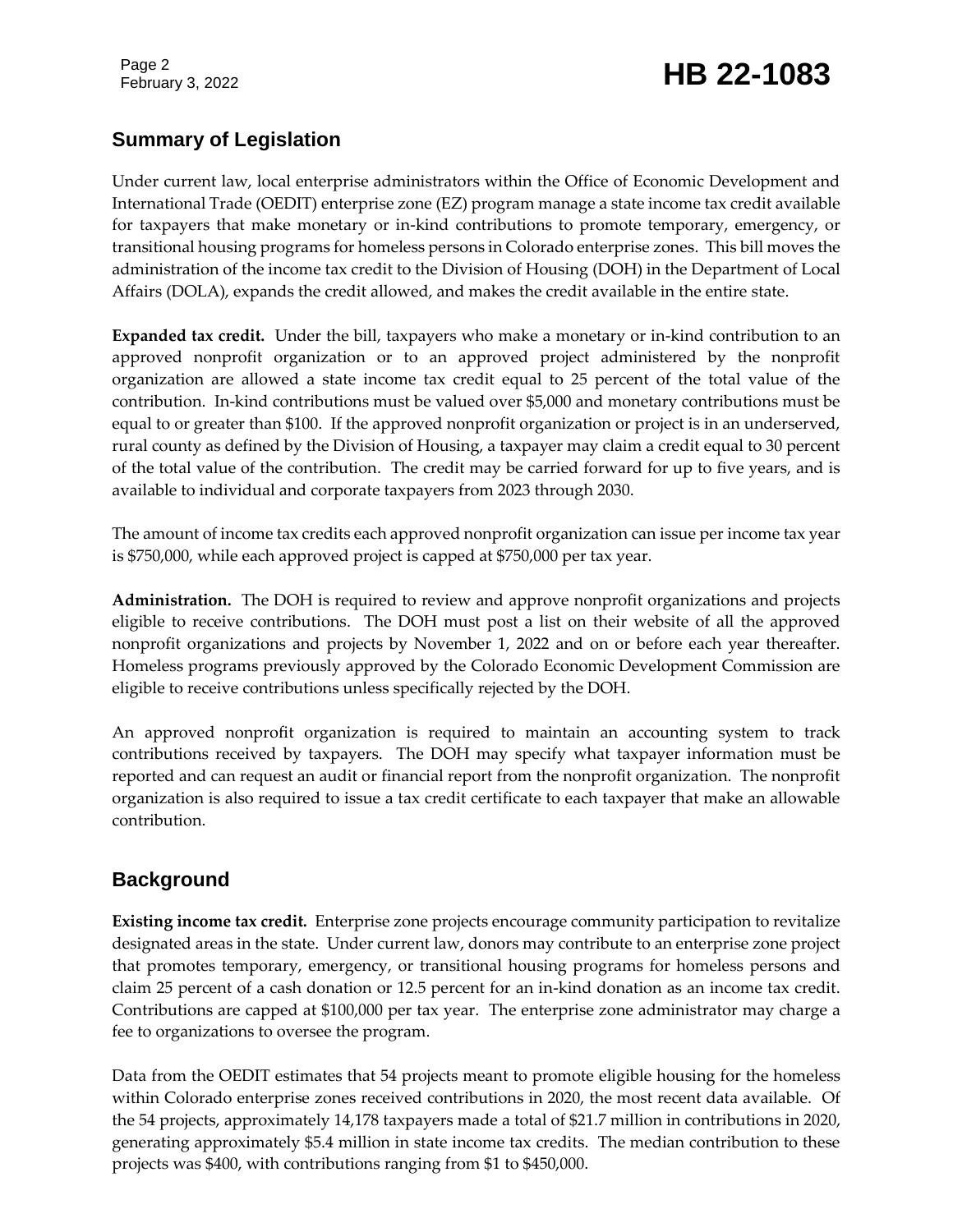## Summary of Legislation

Under current law, local enterprise administrators within the Office of Economic Development and International Trade (OEDIT) enterprise zone (EZ) program manage a state income tax credit available for taxpayers that make monetary or in-kind contributions to promote temporary, emergency, or transitional housing programs for homeless persons in Colorado enterprise zones. This bill moves the administration of the income tax credit to the Division of Housing (DOH) in the Department of Local Affairs (DOLA), expands the credit allowed, and makes the credit available in the entire state.

**Expanded tax credit.** Under the bill, taxpayers who make a monetary or in-kind contribution to an approved nonprofit organization or to an approved project administered by the nonprofit organization are allowed a state income tax credit equal to 25 percent of the total value of the contribution. In-kind contributions must be valued over $5,000 and monetary contributions must be equal to or greater than $100. If the approved nonprofit organization or project is in an underserved, rural county as defined by the Division of Housing, a taxpayer may claim a credit equal to 30 percent of the total value of the contribution. The credit may be carried forward for up to five years, and is available to individual and corporate taxpayers from 2023 through 2030.

The amount of income tax credits each approved nonprofit organization can issue per income tax year is $750,000, while each approved project is capped at $750,000 per tax year.

**Administration.** The DOH is required to review and approve nonprofit organizations and projects eligible to receive contributions. The DOH must post a list on their website of all the approved nonprofit organizations and projects by November 1, 2022 and on or before each year thereafter. Homeless programs previously approved by the Colorado Economic Development Commission are eligible to receive contributions unless specifically rejected by the DOH.

An approved nonprofit organization is required to maintain an accounting system to track contributions received by taxpayers. The DOH may specify what taxpayer information must be reported and can request an audit or financial report from the nonprofit organization. The nonprofit organization is also required to issue a tax credit certificate to each taxpayer that make an allowable contribution.

## Background

**Existing income tax credit.** Enterprise zone projects encourage community participation to revitalize designated areas in the state. Under current law, donors may contribute to an enterprise zone project that promotes temporary, emergency, or transitional housing programs for homeless persons and claim 25 percent of a cash donation or 12.5 percent for an in-kind donation as an income tax credit. Contributions are capped at $100,000 per tax year. The enterprise zone administrator may charge a fee to organizations to oversee the program.

Data from the OEDIT estimates that 54 projects meant to promote eligible housing for the homeless within Colorado enterprise zones received contributions in 2020, the most recent data available. Of the 54 projects, approximately 14,178 taxpayers made a total of $21.7 million in contributions in 2020, generating approximately $5.4 million in state income tax credits. The median contribution to these projects was $400, with contributions ranging from $1 to $450,000.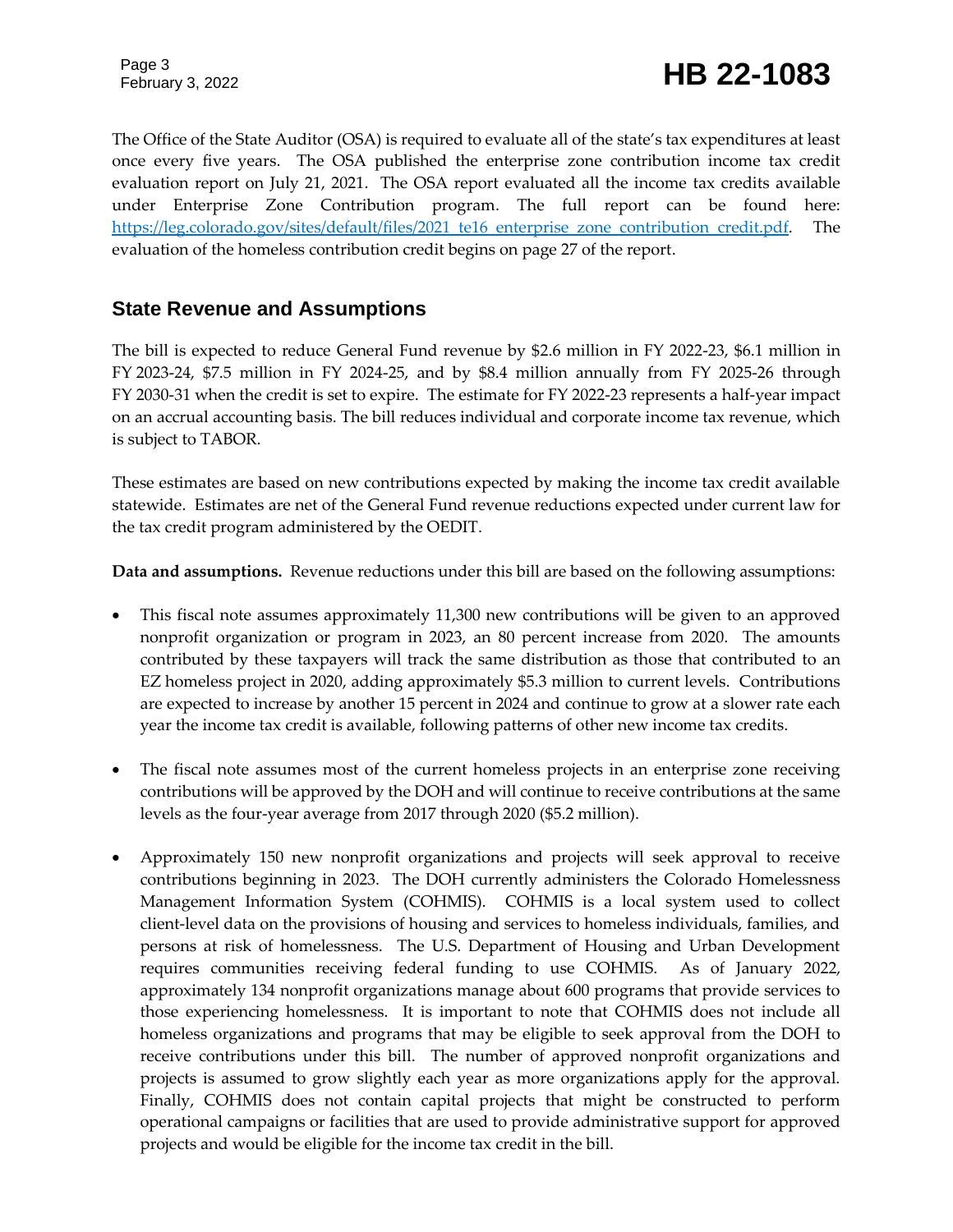The Office of the State Auditor (OSA) is required to evaluate all of the state's tax expenditures at least once every five years. The OSA published the enterprise zone contribution income tax credit evaluation report on July 21, 2021. The OSA report evaluated all the income tax credits available under Enterprise Zone Contribution program. The full report can be found here: [https://leg.colorado.gov/sites/default/files/2021_te16_enterprise_zone_contribution_credit.pdf](https://leg.colorado.gov/sites/default/files/2021_te16_enterprise_zone_contribution_credit.pdf). The evaluation of the homeless contribution credit begins on page 27 of the report.

## State Revenue and Assumptions

The bill is expected to reduce General Fund revenue by $2.6 million in FY 2022-23, $6.1 million in FY 2023-24, $7.5 million in FY 2024-25, and by $8.4 million annually from FY 2025-26 through FY 2030-31 when the credit is set to expire. The estimate for FY 2022-23 represents a half-year impact on an accrual accounting basis. The bill reduces individual and corporate income tax revenue, which is subject to TABOR.

These estimates are based on new contributions expected by making the income tax credit available statewide. Estimates are net of the General Fund revenue reductions expected under current law for the tax credit program administered by the OEDIT.

**Data and assumptions.** Revenue reductions under this bill are based on the following assumptions:

- This fiscal note assumes approximately 11,300 new contributions will be given to an approved nonprofit organization or program in 2023, an 80 percent increase from 2020. The amounts contributed by these taxpayers will track the same distribution as those that contributed to an EZ homeless project in 2020, adding approximately $5.3 million to current levels. Contributions are expected to increase by another 15 percent in 2024 and continue to grow at a slower rate each year the income tax credit is available, following patterns of other new income tax credits.

- The fiscal note assumes most of the current homeless projects in an enterprise zone receiving contributions will be approved by the DOH and will continue to receive contributions at the same levels as the four-year average from 2017 through 2020 ($5.2 million).

- Approximately 150 new nonprofit organizations and projects will seek approval to receive contributions beginning in 2023. The DOH currently administers the Colorado Homelessness Management Information System (COHMIS). COHMIS is a local system used to collect client-level data on the provisions of housing and services to homeless individuals, families, and persons at risk of homelessness. The U.S. Department of Housing and Urban Development requires communities receiving federal funding to use COHMIS. As of January 2022, approximately 134 nonprofit organizations manage about 600 programs that provide services to those experiencing homelessness. It is important to note that COHMIS does not include all homeless organizations and programs that may be eligible to seek approval from the DOH to receive contributions under this bill. The number of approved nonprofit organizations and projects is assumed to grow slightly each year as more organizations apply for the approval. Finally, COHMIS does not contain capital projects that might be constructed to perform operational campaigns or facilities that are used to provide administrative support for approved projects and would be eligible for the income tax credit in the bill.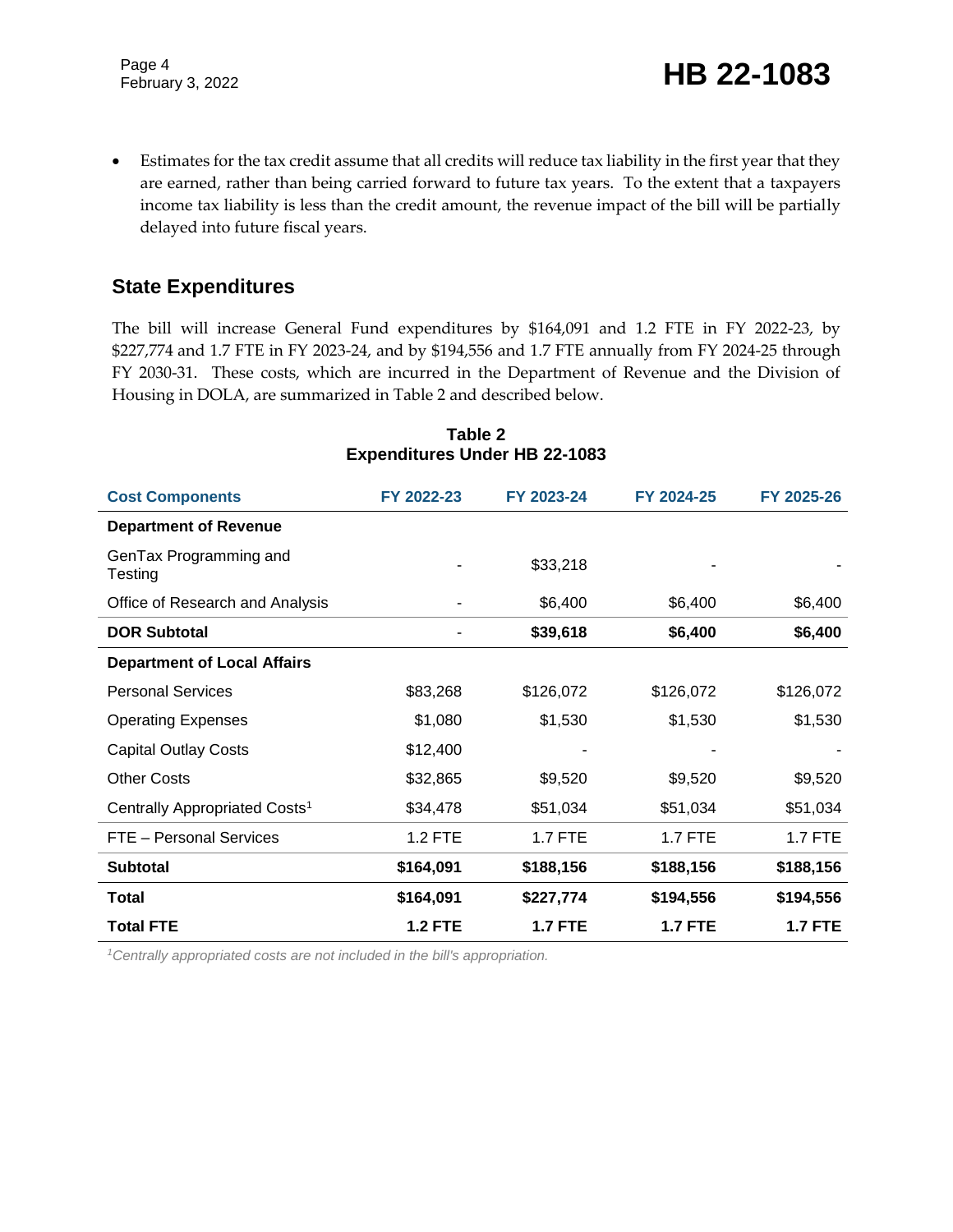- Estimates for the tax credit assume that all credits will reduce tax liability in the first year that they are earned, rather than being carried forward to future tax years. To the extent that a taxpayers income tax liability is less than the credit amount, the revenue impact of the bill will be partially delayed into future fiscal years.

## State Expenditures

The bill will increase General Fund expenditures by $164,091 and 1.2 FTE in FY 2022-23, by $227,774 and 1.7 FTE in FY 2023-24, and by $194,556 and 1.7 FTE annually from FY 2024-25 through FY 2030-31. These costs, which are incurred in the Department of Revenue and the Division of Housing in DOLA, are summarized in Table 2 and described below.

**Table 2**
**Expenditures Under HB 22-1083**

| Cost Components | FY 2022-23 | FY 2023-24 | FY 2024-25 | FY 2025-26 |
|---|---|---|---|---|
| **Department of Revenue** | | | | |
| GenTax Programming and Testing | - | $33,218 | - | - |
| Office of Research and Analysis | - | $6,400 | $6,400 | $6,400 |
| **DOR Subtotal** | - | **$39,618** | **$6,400** | **$6,400** |
| **Department of Local Affairs** | | | | |
| Personal Services | $83,268 | $126,072 | $126,072 | $126,072 |
| Operating Expenses | $1,080 | $1,530 | $1,530 | $1,530 |
| Capital Outlay Costs | $12,400 | - | - | - |
| Other Costs | $32,865 | $9,520 | $9,520 | $9,520 |
| Centrally Appropriated Costs[1] | $34,478 | $51,034 | $51,034 | $51,034 |
| FTE – Personal Services | 1.2 FTE | 1.7 FTE | 1.7 FTE | 1.7 FTE |
| **Subtotal** | **$164,091** | **$188,156** | **$188,156** | **$188,156** |
| **Total** | **$164,091** | **$227,774** | **$194,556** | **$194,556** |
| **Total FTE** | **1.2 FTE** | **1.7 FTE** | **1.7 FTE** | **1.7 FTE** |

*[1]Centrally appropriated costs are not included in the bill's appropriation.*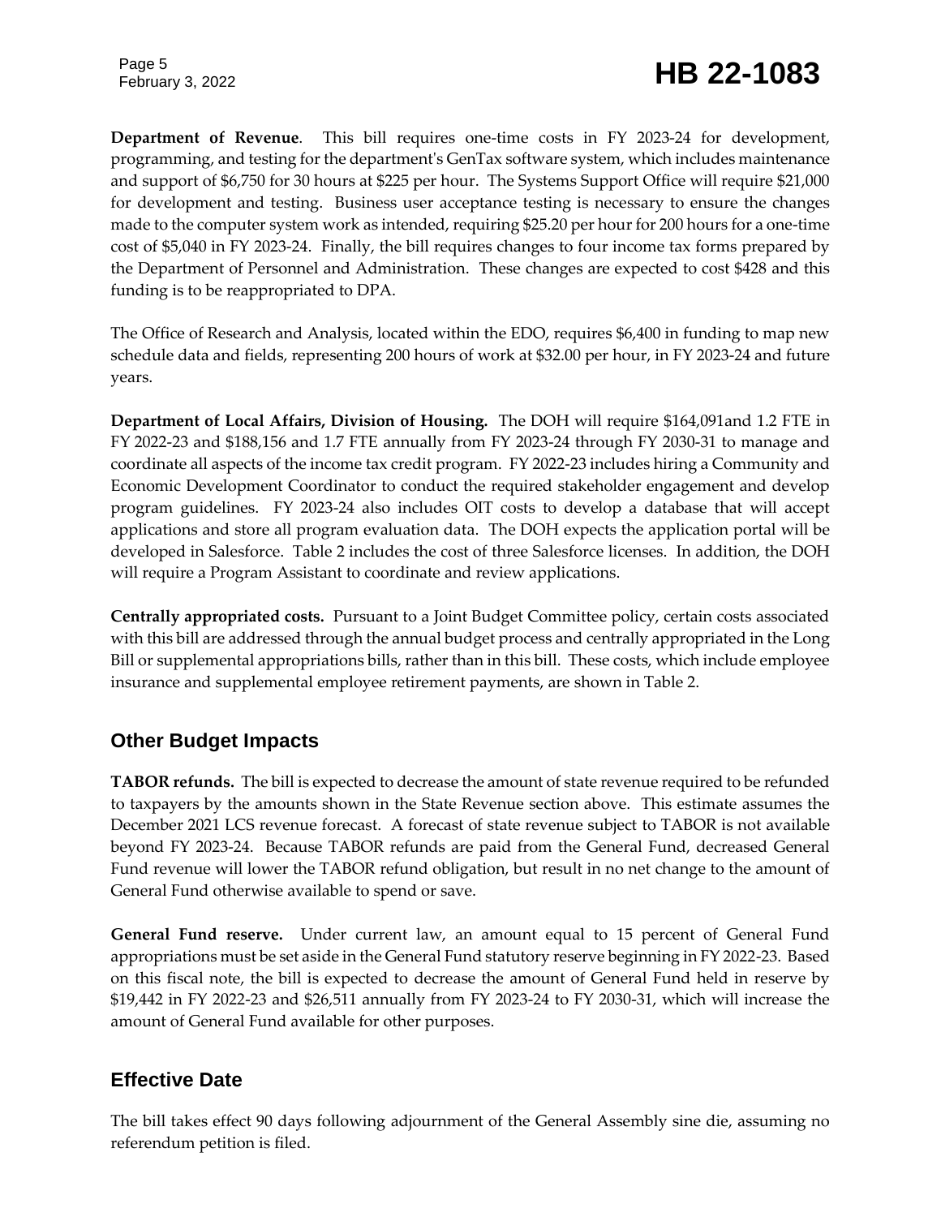**Department of Revenue**. This bill requires one-time costs in FY 2023-24 for development, programming, and testing for the department's GenTax software system, which includes maintenance and support of $6,750 for 30 hours at $225 per hour. The Systems Support Office will require $21,000 for development and testing. Business user acceptance testing is necessary to ensure the changes made to the computer system work as intended, requiring $25.20 per hour for 200 hours for a one-time cost of $5,040 in FY 2023-24. Finally, the bill requires changes to four income tax forms prepared by the Department of Personnel and Administration. These changes are expected to cost $428 and this funding is to be reappropriated to DPA.

The Office of Research and Analysis, located within the EDO, requires $6,400 in funding to map new schedule data and fields, representing 200 hours of work at $32.00 per hour, in FY 2023-24 and future years.

**Department of Local Affairs, Division of Housing.** The DOH will require $164,091and 1.2 FTE in FY 2022-23 and $188,156 and 1.7 FTE annually from FY 2023-24 through FY 2030-31 to manage and coordinate all aspects of the income tax credit program. FY 2022-23 includes hiring a Community and Economic Development Coordinator to conduct the required stakeholder engagement and develop program guidelines. FY 2023-24 also includes OIT costs to develop a database that will accept applications and store all program evaluation data. The DOH expects the application portal will be developed in Salesforce. Table 2 includes the cost of three Salesforce licenses. In addition, the DOH will require a Program Assistant to coordinate and review applications.

**Centrally appropriated costs.** Pursuant to a Joint Budget Committee policy, certain costs associated with this bill are addressed through the annual budget process and centrally appropriated in the Long Bill or supplemental appropriations bills, rather than in this bill. These costs, which include employee insurance and supplemental employee retirement payments, are shown in Table 2.

## Other Budget Impacts

**TABOR refunds.** The bill is expected to decrease the amount of state revenue required to be refunded to taxpayers by the amounts shown in the State Revenue section above. This estimate assumes the December 2021 LCS revenue forecast. A forecast of state revenue subject to TABOR is not available beyond FY 2023-24. Because TABOR refunds are paid from the General Fund, decreased General Fund revenue will lower the TABOR refund obligation, but result in no net change to the amount of General Fund otherwise available to spend or save.

**General Fund reserve.** Under current law, an amount equal to 15 percent of General Fund appropriations must be set aside in the General Fund statutory reserve beginning in FY 2022-23. Based on this fiscal note, the bill is expected to decrease the amount of General Fund held in reserve by $19,442 in FY 2022-23 and $26,511 annually from FY 2023-24 to FY 2030-31, which will increase the amount of General Fund available for other purposes.

## Effective Date

The bill takes effect 90 days following adjournment of the General Assembly sine die, assuming no referendum petition is filed.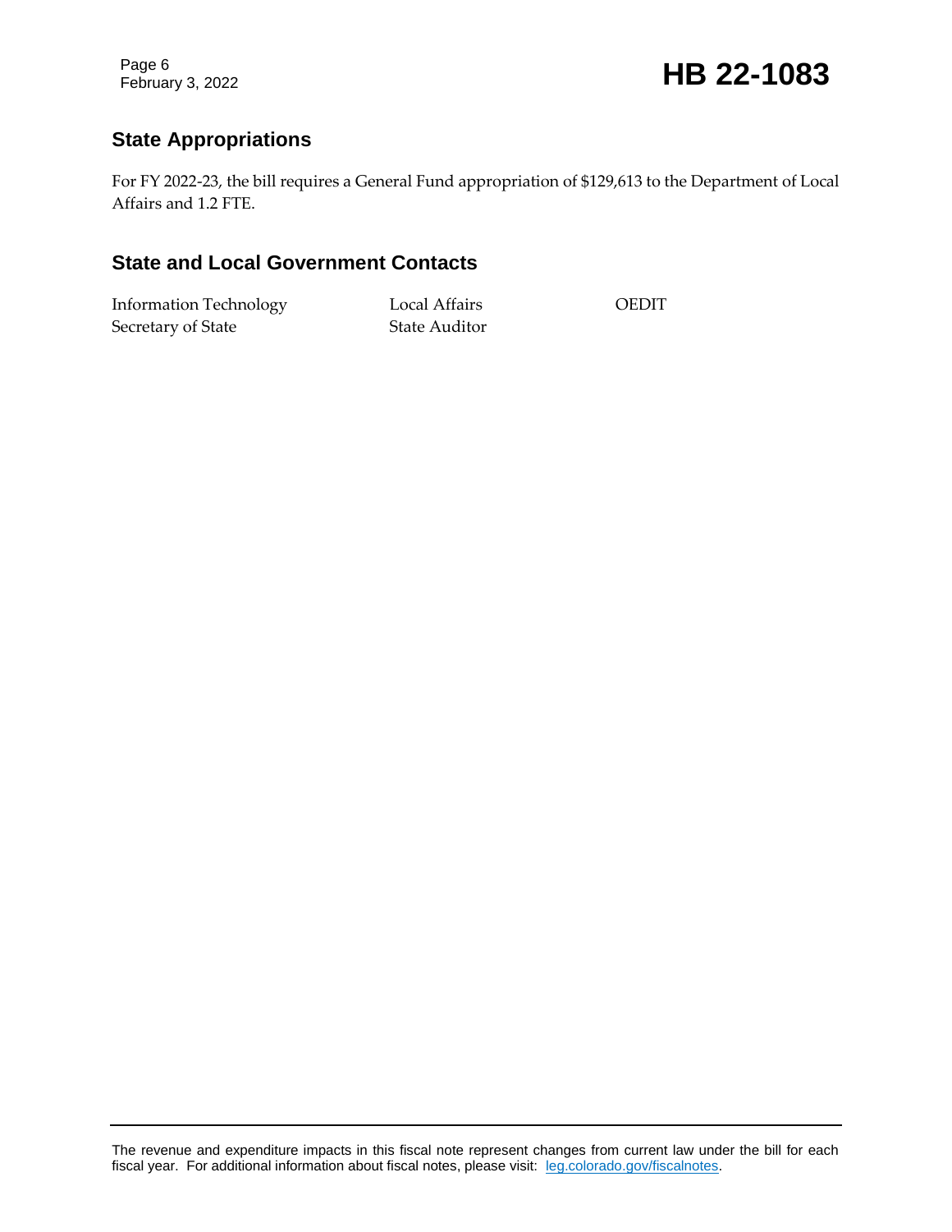## State Appropriations

For FY 2022-23, the bill requires a General Fund appropriation of $129,613 to the Department of Local Affairs and 1.2 FTE.

## State and Local Government Contacts

| | | |
|---|---|---|
| Information Technology | Local Affairs | OEDIT |
| Secretary of State | State Auditor | |

The revenue and expenditure impacts in this fiscal note represent changes from current law under the bill for each fiscal year. For additional information about fiscal notes, please visit: leg.colorado.gov/fiscalnotes.